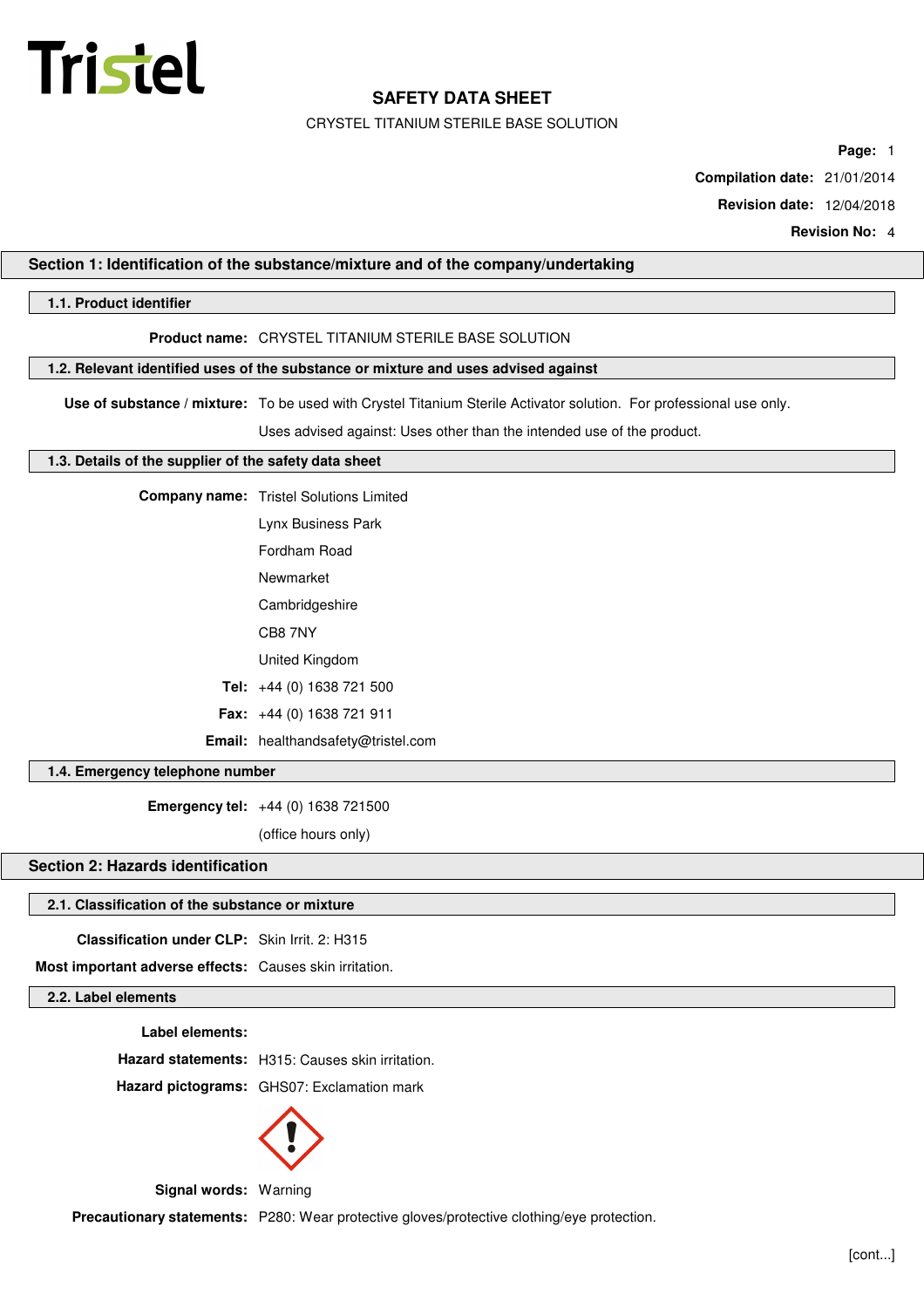# SAFETY DATA SHEET

CRYSTEL TITANIUM STERILE BASE SOLUTION

**Compilation date:** 21/01/2014

**Revision date:** 12/04/2018

**Revision No:** 4

## Section 1: Identification of the substance/mixture and of the company/undertaking

### 1.1. Product identifier

**Product name:** CRYSTEL TITANIUM STERILE BASE SOLUTION

### 1.2. Relevant identified uses of the substance or mixture and uses advised against

**Use of substance / mixture:** To be used with Crystel Titanium Sterile Activator solution. For professional use only.

Uses advised against: Uses other than the intended use of the product.

### 1.3. Details of the supplier of the safety data sheet

**Company name:** Tristel Solutions Limited

Lynx Business Park

Fordham Road

Newmarket

Cambridgeshire

CB8 7NY

United Kingdom

**Tel:** +44 (0) 1638 721 500

**Fax:** +44 (0) 1638 721 911

**Email:** healthandsafety@tristel.com

### 1.4. Emergency telephone number

**Emergency tel:** +44 (0) 1638 721500

(office hours only)

## Section 2: Hazards identification

### 2.1. Classification of the substance or mixture

**Classification under CLP:** Skin Irrit. 2: H315

**Most important adverse effects:** Causes skin irritation.

### 2.2. Label elements

**Label elements:**

**Hazard statements:** H315: Causes skin irritation.

**Hazard pictograms:** GHS07: Exclamation mark

**Signal words:** Warning

**Precautionary statements:** P280: Wear protective gloves/protective clothing/eye protection.

[cont...]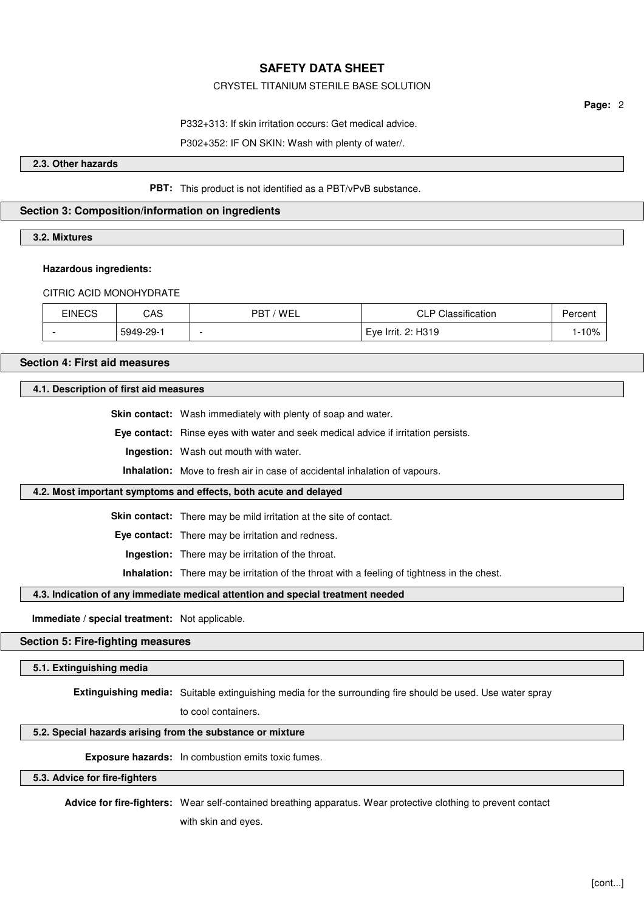P332+313: If skin irritation occurs: Get medical advice.

P302+352: IF ON SKIN: Wash with plenty of water/.

### 2.3. Other hazards

**PBT:** This product is not identified as a PBT/vPvB substance.

## Section 3: Composition/information on ingredients

### 3.2. Mixtures

**Hazardous ingredients:**

CITRIC ACID MONOHYDRATE

| EINECS | CAS | PBT / WEL | CLP Classification | Percent |
|---|---|---|---|---|
| - | 5949-29-1 | - | Eye Irrit. 2: H319 | 1-10% |

## Section 4: First aid measures

### 4.1. Description of first aid measures

**Skin contact:** Wash immediately with plenty of soap and water.

**Eye contact:** Rinse eyes with water and seek medical advice if irritation persists.

**Ingestion:** Wash out mouth with water.

**Inhalation:** Move to fresh air in case of accidental inhalation of vapours.

### 4.2. Most important symptoms and effects, both acute and delayed

**Skin contact:** There may be mild irritation at the site of contact.

**Eye contact:** There may be irritation and redness.

**Ingestion:** There may be irritation of the throat.

**Inhalation:** There may be irritation of the throat with a feeling of tightness in the chest.

### 4.3. Indication of any immediate medical attention and special treatment needed

**Immediate / special treatment:** Not applicable.

## Section 5: Fire-fighting measures

### 5.1. Extinguishing media

**Extinguishing media:** Suitable extinguishing media for the surrounding fire should be used. Use water spray to cool containers.

### 5.2. Special hazards arising from the substance or mixture

**Exposure hazards:** In combustion emits toxic fumes.

### 5.3. Advice for fire-fighters

**Advice for fire-fighters:** Wear self-contained breathing apparatus. Wear protective clothing to prevent contact with skin and eyes.

[cont...]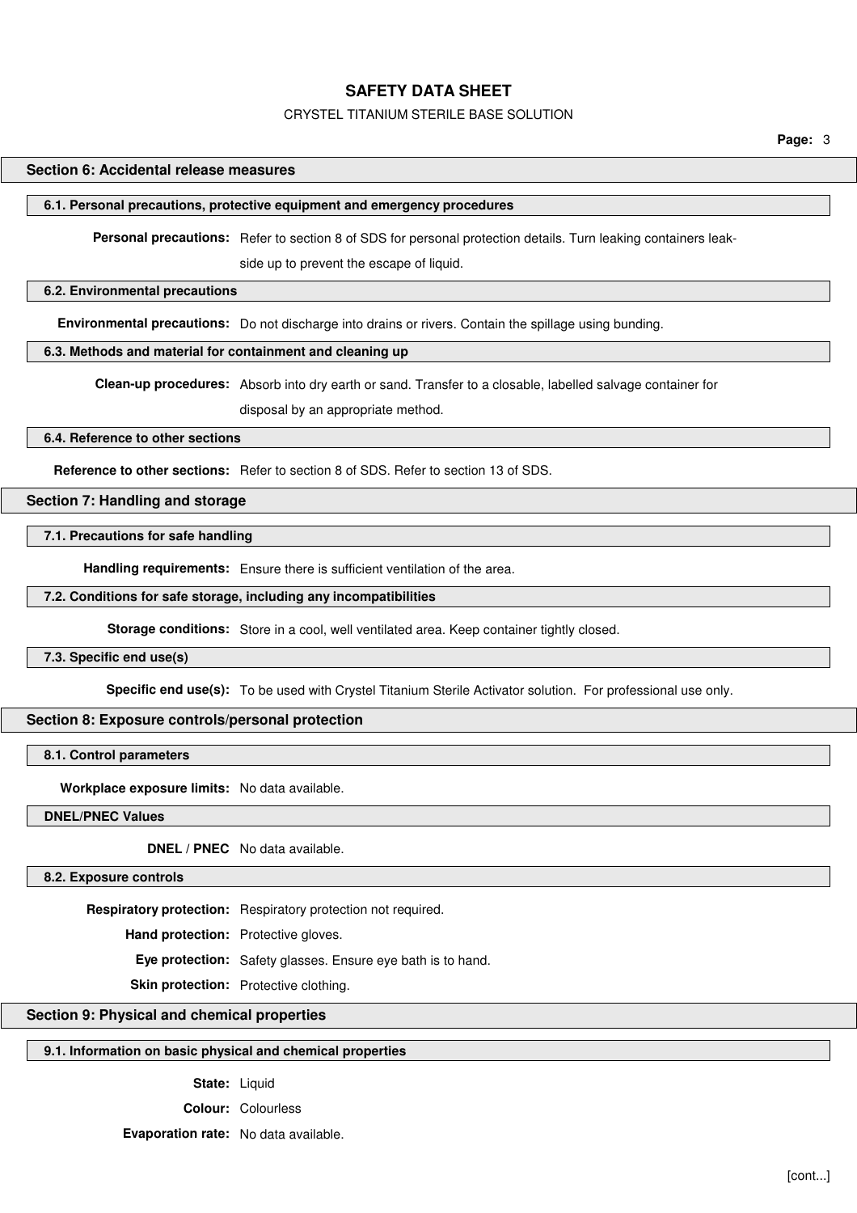## Section 6: Accidental release measures

### 6.1. Personal precautions, protective equipment and emergency procedures

**Personal precautions:** Refer to section 8 of SDS for personal protection details. Turn leaking containers leak-side up to prevent the escape of liquid.

### 6.2. Environmental precautions

**Environmental precautions:** Do not discharge into drains or rivers. Contain the spillage using bunding.

### 6.3. Methods and material for containment and cleaning up

**Clean-up procedures:** Absorb into dry earth or sand. Transfer to a closable, labelled salvage container for disposal by an appropriate method.

### 6.4. Reference to other sections

**Reference to other sections:** Refer to section 8 of SDS. Refer to section 13 of SDS.

## Section 7: Handling and storage

### 7.1. Precautions for safe handling

**Handling requirements:** Ensure there is sufficient ventilation of the area.

### 7.2. Conditions for safe storage, including any incompatibilities

**Storage conditions:** Store in a cool, well ventilated area. Keep container tightly closed.

### 7.3. Specific end use(s)

**Specific end use(s):** To be used with Crystel Titanium Sterile Activator solution. For professional use only.

## Section 8: Exposure controls/personal protection

### 8.1. Control parameters

**Workplace exposure limits:** No data available.

### DNEL/PNEC Values

**DNEL / PNEC** No data available.

### 8.2. Exposure controls

**Respiratory protection:** Respiratory protection not required.

**Hand protection:** Protective gloves.

**Eye protection:** Safety glasses. Ensure eye bath is to hand.

**Skin protection:** Protective clothing.

## Section 9: Physical and chemical properties

### 9.1. Information on basic physical and chemical properties

**State:** Liquid

**Colour:** Colourless

**Evaporation rate:** No data available.

[cont...]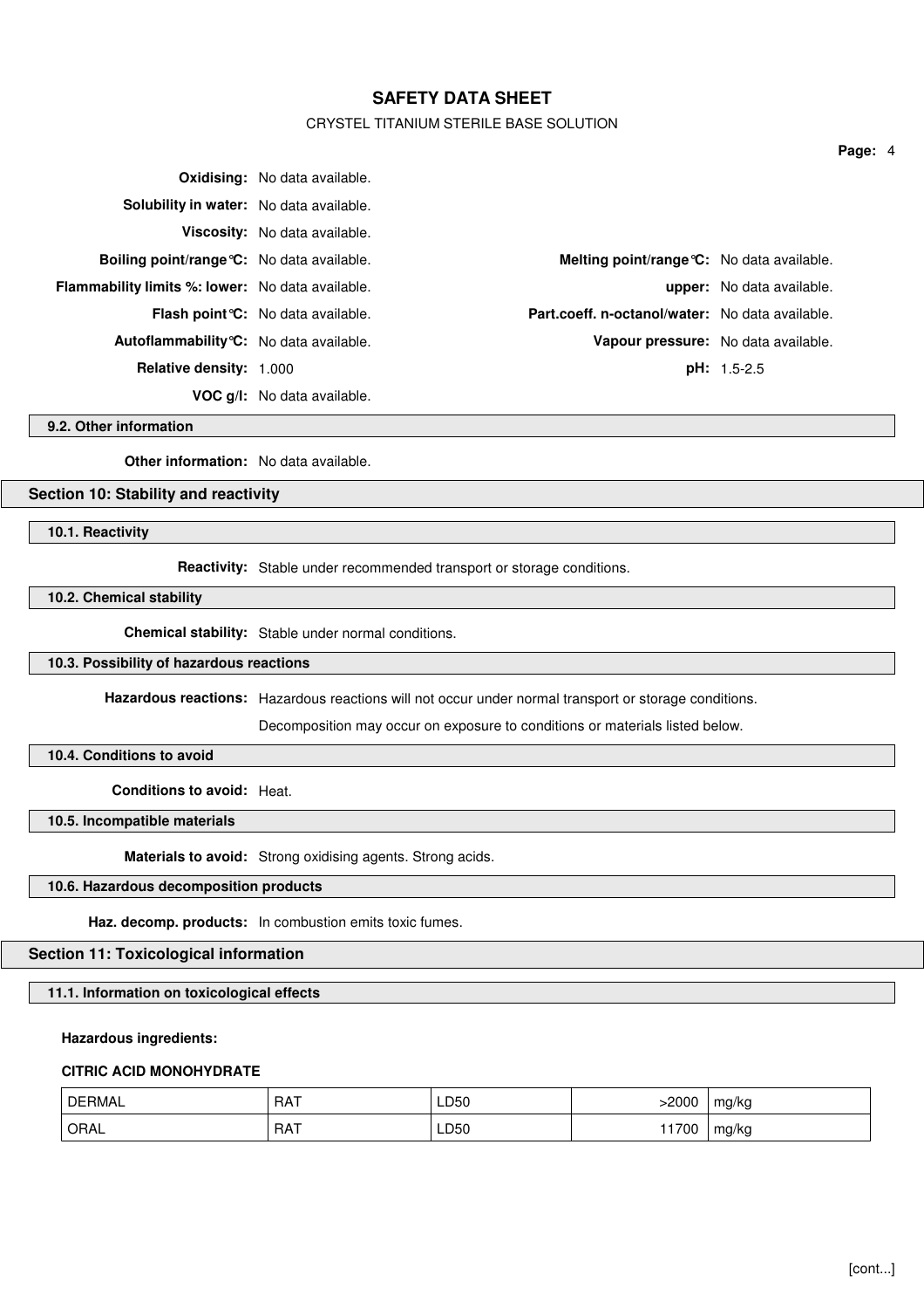**Oxidising:** No data available.

**Solubility in water:** No data available.

**Viscosity:** No data available.

**Boiling point/range°C:** No data available. **Melting point/range°C:** No data available.

**Flammability limits %: lower:** No data available. **upper:** No data available.

**Flash point°C:** No data available. **Part.coeff. n-octanol/water:** No data available.

**Autoflammability°C:** No data available. **Vapour pressure:** No data available.

**Relative density:** 1.000 **pH:** 1.5-2.5

**VOC g/l:** No data available.

### 9.2. Other information

**Other information:** No data available.

## Section 10: Stability and reactivity

### 10.1. Reactivity

**Reactivity:** Stable under recommended transport or storage conditions.

### 10.2. Chemical stability

**Chemical stability:** Stable under normal conditions.

### 10.3. Possibility of hazardous reactions

**Hazardous reactions:** Hazardous reactions will not occur under normal transport or storage conditions.

Decomposition may occur on exposure to conditions or materials listed below.

### 10.4. Conditions to avoid

**Conditions to avoid:** Heat.

### 10.5. Incompatible materials

**Materials to avoid:** Strong oxidising agents. Strong acids.

### 10.6. Hazardous decomposition products

**Haz. decomp. products:** In combustion emits toxic fumes.

## Section 11: Toxicological information

### 11.1. Information on toxicological effects

**Hazardous ingredients:**

**CITRIC ACID MONOHYDRATE**

| | | | | |
|---|---|---|---|---|
| DERMAL | RAT | LD50 | >2000 | mg/kg |
| ORAL | RAT | LD50 | 11700 | mg/kg |

[cont...]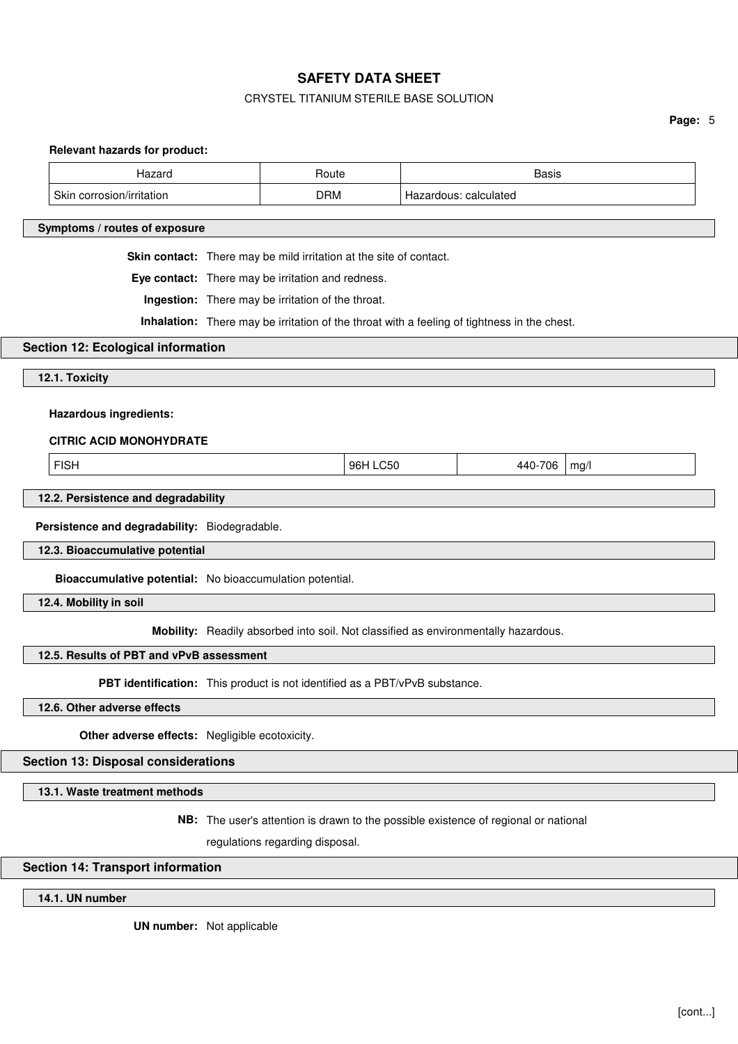**Relevant hazards for product:**

| Hazard | Route | Basis |
|---|---|---|
| Skin corrosion/irritation | DRM | Hazardous: calculated |

### Symptoms / routes of exposure

**Skin contact:** There may be mild irritation at the site of contact.

**Eye contact:** There may be irritation and redness.

**Ingestion:** There may be irritation of the throat.

**Inhalation:** There may be irritation of the throat with a feeling of tightness in the chest.

## Section 12: Ecological information

### 12.1. Toxicity

**Hazardous ingredients:**

**CITRIC ACID MONOHYDRATE**

| FISH | 96H LC50 | 440-706 | mg/l |
|---|---|---|---|

### 12.2. Persistence and degradability

**Persistence and degradability:** Biodegradable.

### 12.3. Bioaccumulative potential

**Bioaccumulative potential:** No bioaccumulation potential.

### 12.4. Mobility in soil

**Mobility:** Readily absorbed into soil. Not classified as environmentally hazardous.

### 12.5. Results of PBT and vPvB assessment

**PBT identification:** This product is not identified as a PBT/vPvB substance.

### 12.6. Other adverse effects

**Other adverse effects:** Negligible ecotoxicity.

## Section 13: Disposal considerations

### 13.1. Waste treatment methods

**NB:** The user's attention is drawn to the possible existence of regional or national regulations regarding disposal.

## Section 14: Transport information

### 14.1. UN number

**UN number:** Not applicable

[cont...]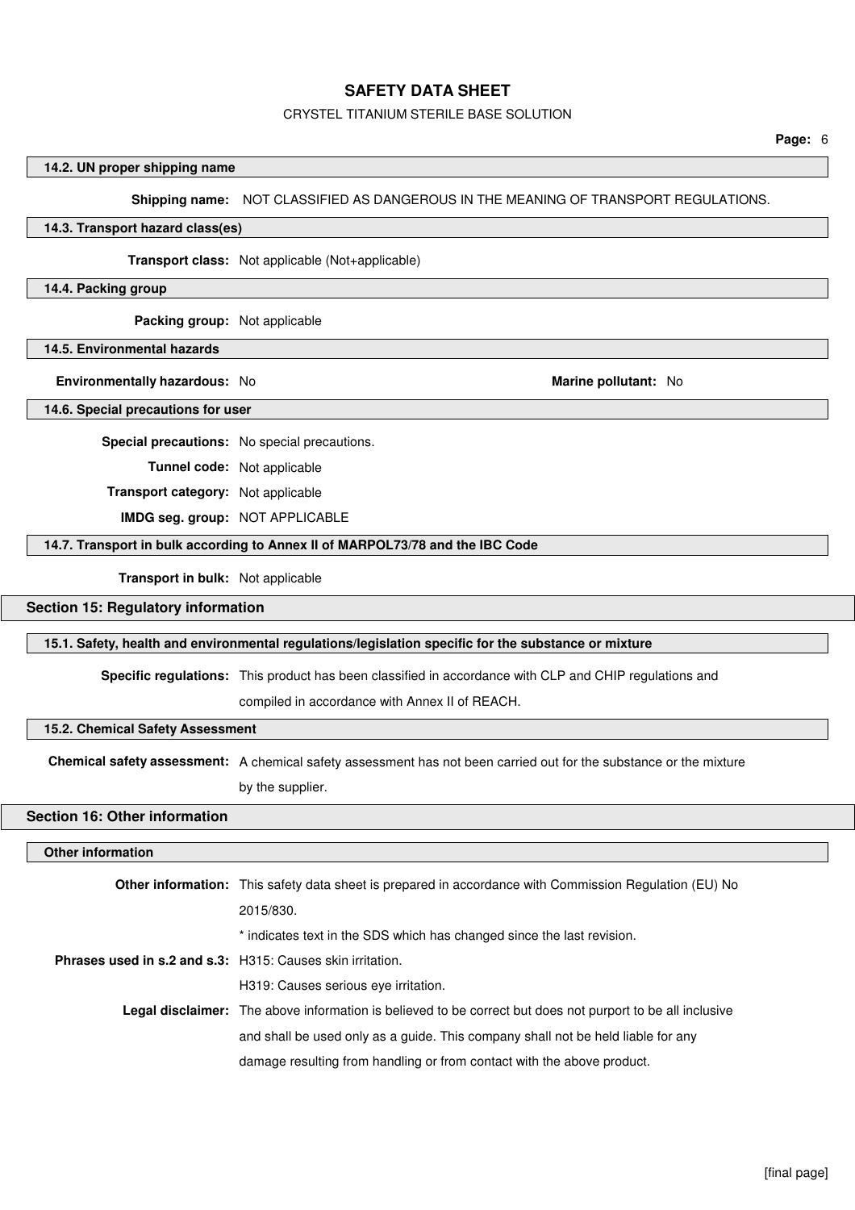### 14.2. UN proper shipping name

**Shipping name:** NOT CLASSIFIED AS DANGEROUS IN THE MEANING OF TRANSPORT REGULATIONS.

### 14.3. Transport hazard class(es)

**Transport class:** Not applicable (Not+applicable)

### 14.4. Packing group

**Packing group:** Not applicable

### 14.5. Environmental hazards

**Environmentally hazardous:** No

**Marine pollutant:** No

### 14.6. Special precautions for user

**Special precautions:** No special precautions.

**Tunnel code:** Not applicable

**Transport category:** Not applicable

**IMDG seg. group:** NOT APPLICABLE

### 14.7. Transport in bulk according to Annex II of MARPOL73/78 and the IBC Code

**Transport in bulk:** Not applicable

## Section 15: Regulatory information

### 15.1. Safety, health and environmental regulations/legislation specific for the substance or mixture

**Specific regulations:** This product has been classified in accordance with CLP and CHIP regulations and compiled in accordance with Annex II of REACH.

### 15.2. Chemical Safety Assessment

**Chemical safety assessment:** A chemical safety assessment has not been carried out for the substance or the mixture by the supplier.

## Section 16: Other information

### Other information

**Other information:** This safety data sheet is prepared in accordance with Commission Regulation (EU) No 2015/830.

\* indicates text in the SDS which has changed since the last revision.

**Phrases used in s.2 and s.3:** H315: Causes skin irritation.

H319: Causes serious eye irritation.

**Legal disclaimer:** The above information is believed to be correct but does not purport to be all inclusive and shall be used only as a guide. This company shall not be held liable for any damage resulting from handling or from contact with the above product.

[final page]